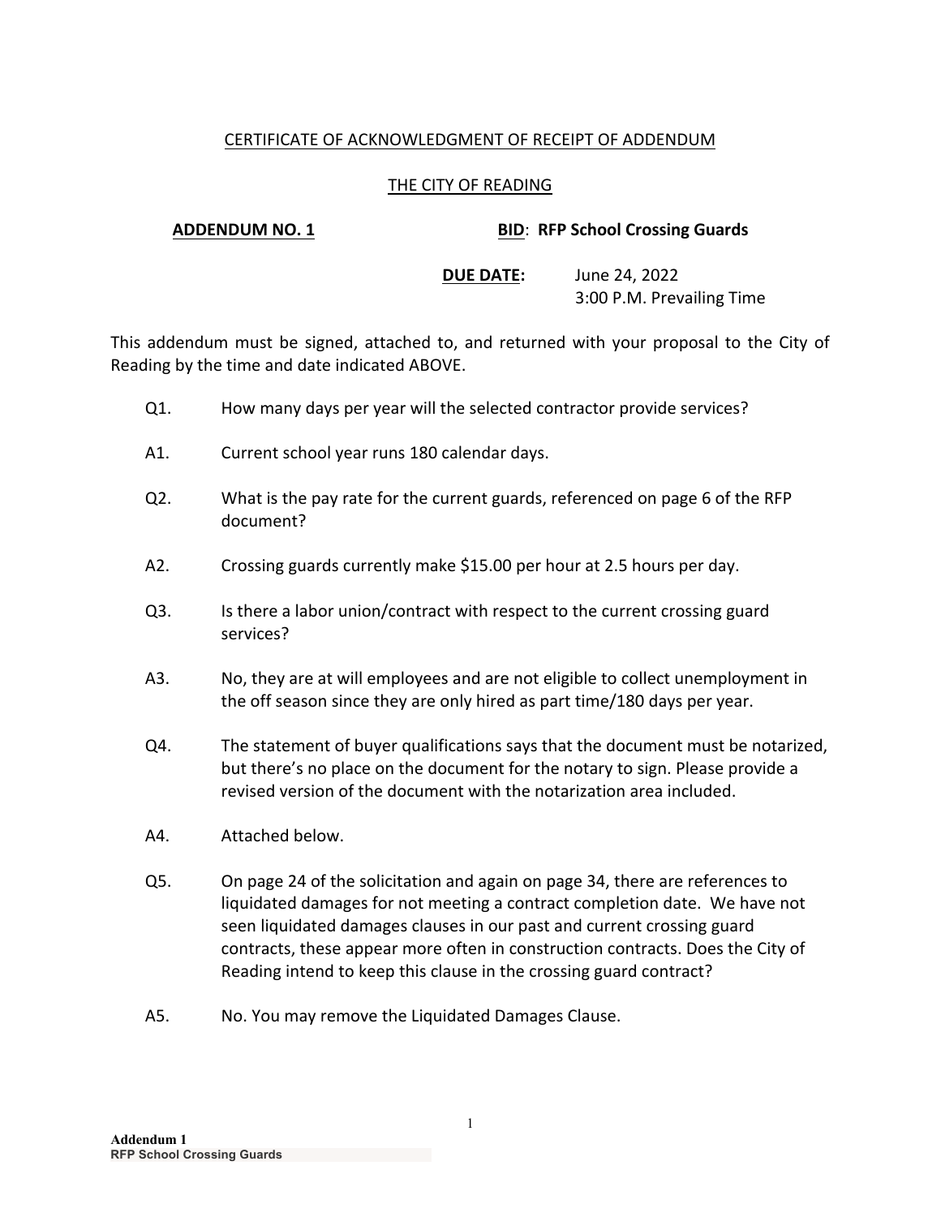## CERTIFICATE OF ACKNOWLEDGMENT OF RECEIPT OF ADDENDUM

## THE CITY OF READING

**ADDENDUM NO. 1** **BID: RFP School Crossing Guards**

**DUE DATE:** June 24, 2022
3:00 P.M. Prevailing Time

This addendum must be signed, attached to, and returned with your proposal to the City of Reading by the time and date indicated ABOVE.

Q1. How many days per year will the selected contractor provide services?

A1. Current school year runs 180 calendar days.

Q2. What is the pay rate for the current guards, referenced on page 6 of the RFP document?

A2. Crossing guards currently make $15.00 per hour at 2.5 hours per day.

Q3. Is there a labor union/contract with respect to the current crossing guard services?

A3. No, they are at will employees and are not eligible to collect unemployment in the off season since they are only hired as part time/180 days per year.

Q4. The statement of buyer qualifications says that the document must be notarized, but there's no place on the document for the notary to sign. Please provide a revised version of the document with the notarization area included.

A4. Attached below.

Q5. On page 24 of the solicitation and again on page 34, there are references to liquidated damages for not meeting a contract completion date. We have not seen liquidated damages clauses in our past and current crossing guard contracts, these appear more often in construction contracts. Does the City of Reading intend to keep this clause in the crossing guard contract?

A5. No. You may remove the Liquidated Damages Clause.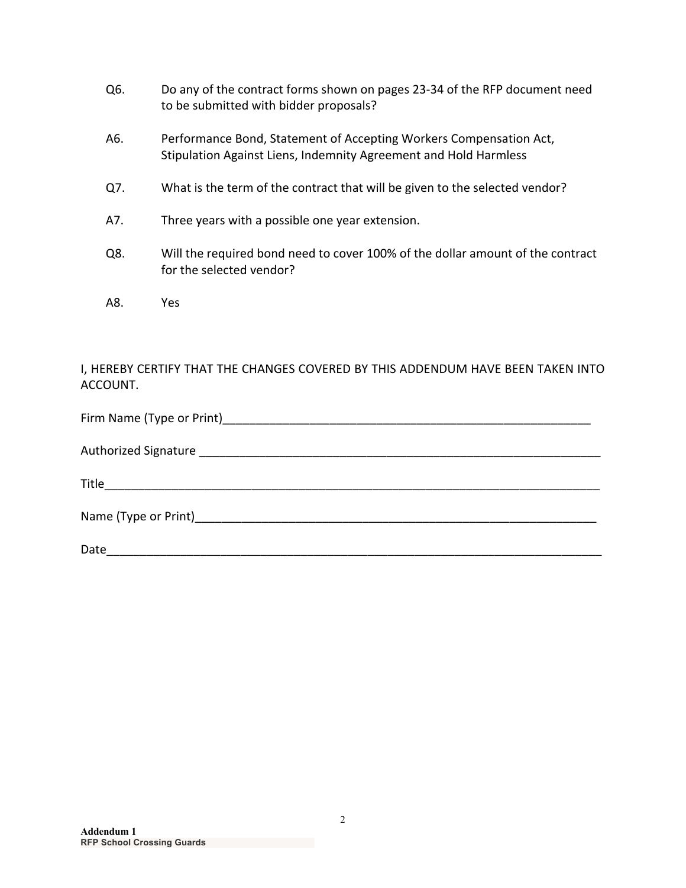Q6. Do any of the contract forms shown on pages 23-34 of the RFP document need to be submitted with bidder proposals?

A6. Performance Bond, Statement of Accepting Workers Compensation Act, Stipulation Against Liens, Indemnity Agreement and Hold Harmless

Q7. What is the term of the contract that will be given to the selected vendor?

A7. Three years with a possible one year extension.

Q8. Will the required bond need to cover 100% of the dollar amount of the contract for the selected vendor?

A8. Yes

I, HEREBY CERTIFY THAT THE CHANGES COVERED BY THIS ADDENDUM HAVE BEEN TAKEN INTO ACCOUNT.

Firm Name (Type or Print)_________________________________________________________

Authorized Signature _______________________________________________________________

Title__________________________________________________________________________

Name (Type or Print)______________________________________________________________

Date__________________________________________________________________________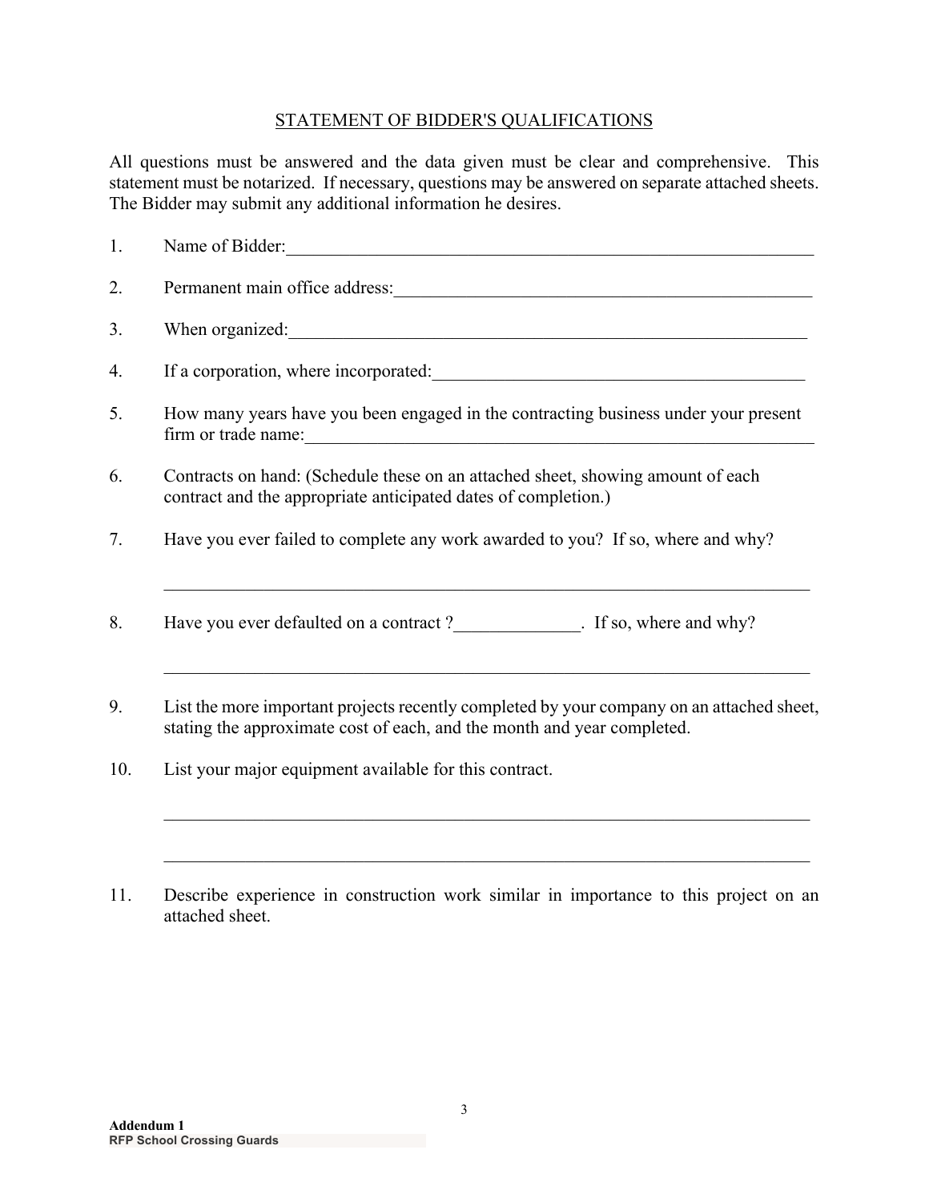## STATEMENT OF BIDDER'S QUALIFICATIONS

All questions must be answered and the data given must be clear and comprehensive. This statement must be notarized. If necessary, questions may be answered on separate attached sheets. The Bidder may submit any additional information he desires.

1. Name of Bidder:_______________________________________________________________

2. Permanent main office address:_______________________________________________

3. When organized:_______________________________________________________________

4. If a corporation, where incorporated:_________________________________________

5. How many years have you been engaged in the contracting business under your present firm or trade name:_______________________________________________________________

6. Contracts on hand: (Schedule these on an attached sheet, showing amount of each contract and the appropriate anticipated dates of completion.)

7. Have you ever failed to complete any work awarded to you? If so, where and why?

   ___________________________________________________________________________

8. Have you ever defaulted on a contract ?______________. If so, where and why?

   ___________________________________________________________________________

9. List the more important projects recently completed by your company on an attached sheet, stating the approximate cost of each, and the month and year completed.

10. List your major equipment available for this contract.

    ___________________________________________________________________________

    ___________________________________________________________________________

11. Describe experience in construction work similar in importance to this project on an attached sheet.

**Addendum 1**
**RFP School Crossing Guards**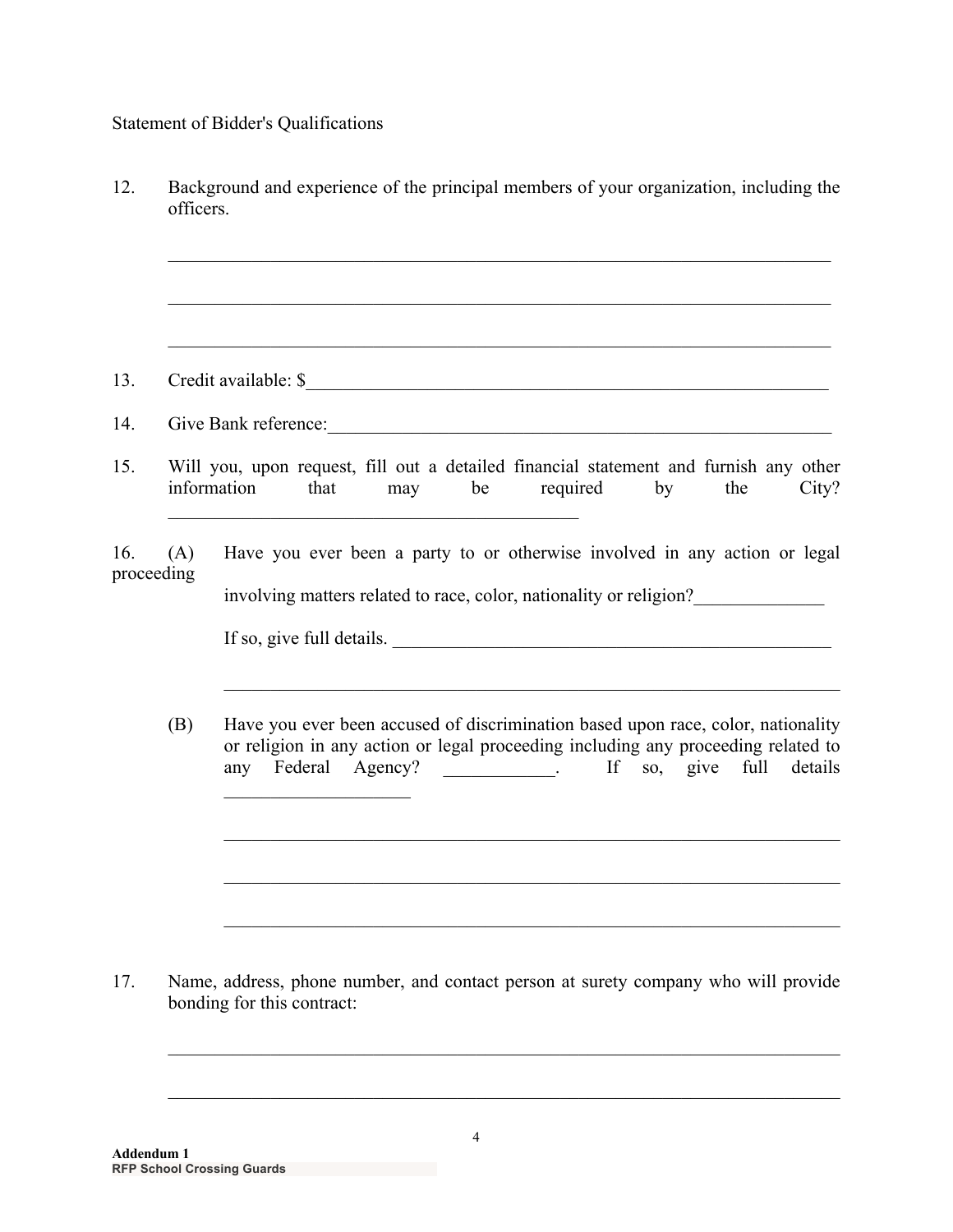Statement of Bidder's Qualifications

12. Background and experience of the principal members of your organization, including the officers.

_______________________________________________________________________________

_______________________________________________________________________________

_______________________________________________________________________________

13. Credit available: $____________________________________________________________

14. Give Bank reference:___________________________________________________________

15. Will you, upon request, fill out a detailed financial statement and furnish any other information that may be required by the City? ______________________________________________

16. (A) Have you ever been a party to or otherwise involved in any action or legal proceeding involving matters related to race, color, nationality or religion?______________

If so, give full details. __________________________________________________

_______________________________________________________________________

(B) Have you ever been accused of discrimination based upon race, color, nationality or religion in any action or legal proceeding including any proceeding related to any Federal Agency? ____________. If so, give full details ____________________

_______________________________________________________________________

_______________________________________________________________________

_______________________________________________________________________

17. Name, address, phone number, and contact person at surety company who will provide bonding for this contract:

_______________________________________________________________________________

_______________________________________________________________________________

**Addendum 1**
**RFP School Crossing Guards**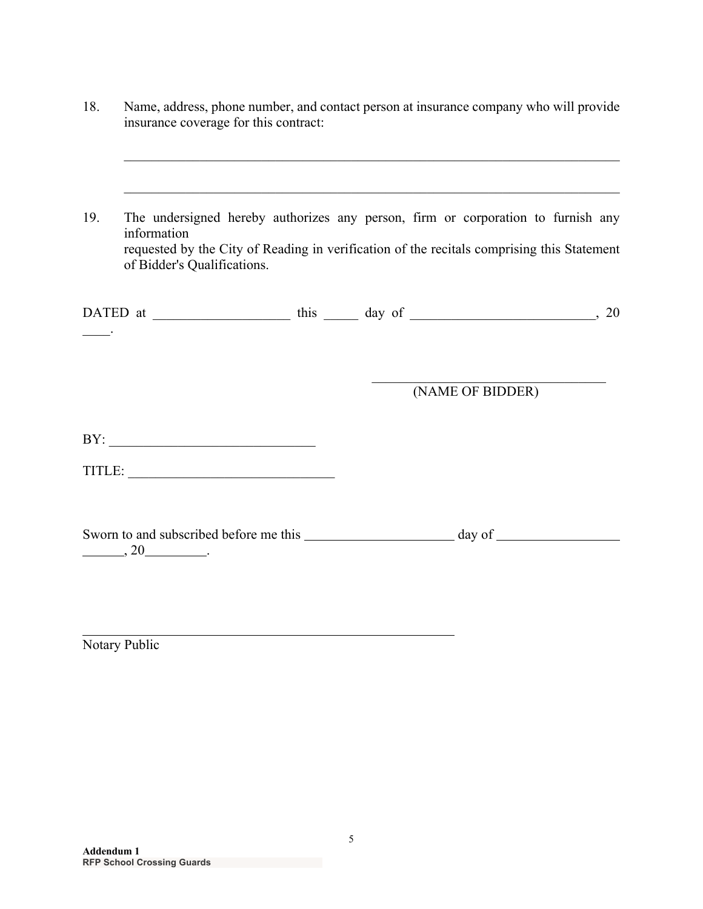18. Name, address, phone number, and contact person at insurance company who will provide insurance coverage for this contract:

    ______________________________________________________________________________

    ______________________________________________________________________________

19. The undersigned hereby authorizes any person, firm or corporation to furnish any information requested by the City of Reading in verification of the recitals comprising this Statement of Bidder's Qualifications.

DATED at ____________________ this _____ day of ___________________________, 20 ____.

_________________________________
(NAME OF BIDDER)

BY: ______________________________

TITLE: ______________________________

Sworn to and subscribed before me this ______________________ day of __________________ ______, 20_________.

_______________________________________________________
Notary Public

**Addendum 1**
**RFP School Crossing Guards**